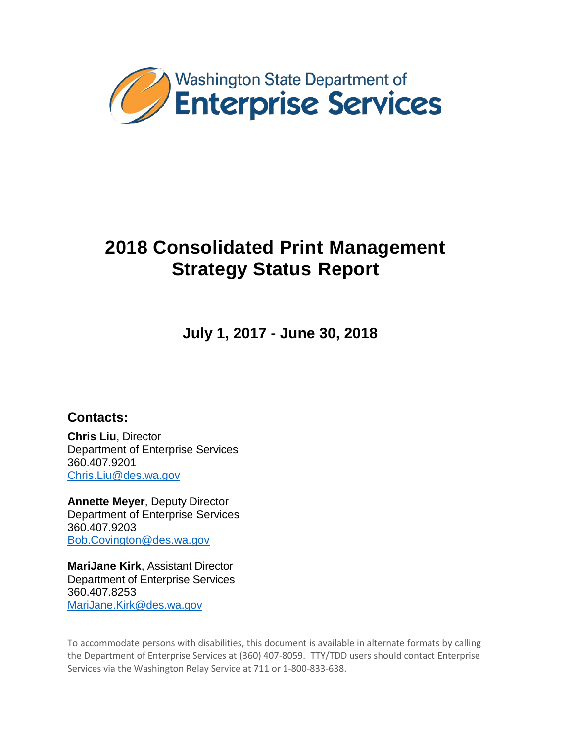Washington State Department of
**Enterprise Services**

# 2018 Consolidated Print Management Strategy Status Report

## July 1, 2017 - June 30, 2018

### Contacts:

**Chris Liu**, Director
Department of Enterprise Services
360.407.9201
Chris.Liu@des.wa.gov

**Annette Meyer**, Deputy Director
Department of Enterprise Services
360.407.9203
Bob.Covington@des.wa.gov

**MariJane Kirk**, Assistant Director
Department of Enterprise Services
360.407.8253
MariJane.Kirk@des.wa.gov

To accommodate persons with disabilities, this document is available in alternate formats by calling the Department of Enterprise Services at (360) 407-8059. TTY/TDD users should contact Enterprise Services via the Washington Relay Service at 711 or 1-800-833-638.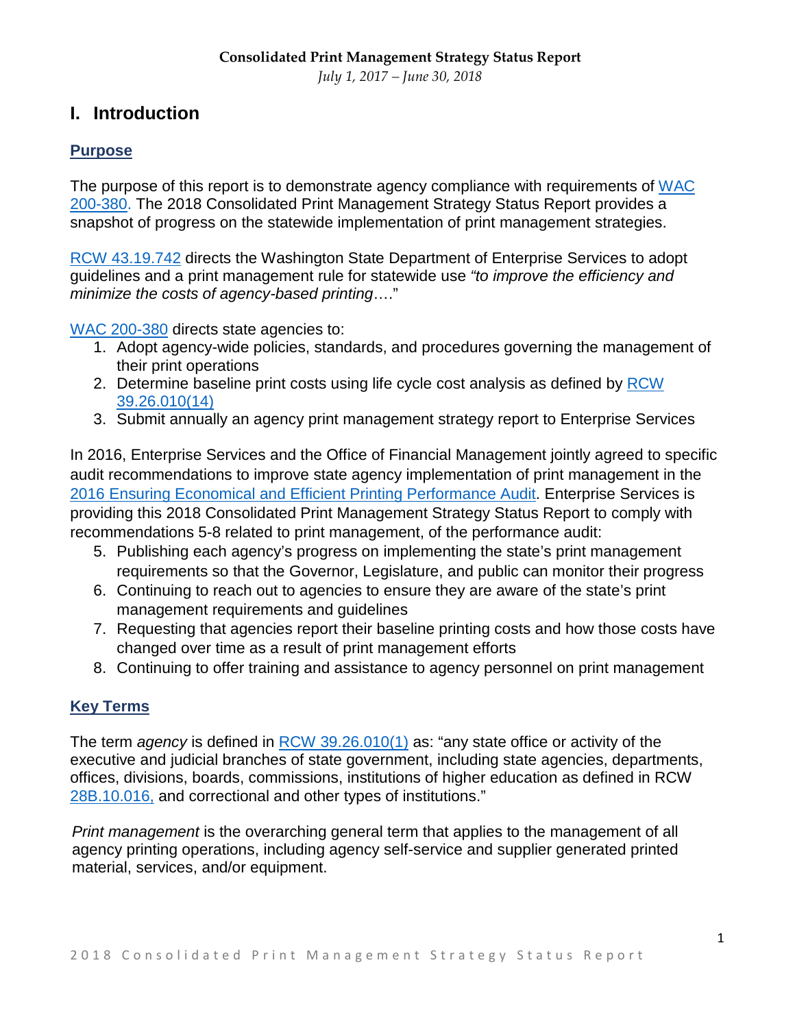**Consolidated Print Management Strategy Status Report**

*July 1, 2017 – June 30, 2018*

# I. Introduction

## Purpose

The purpose of this report is to demonstrate agency compliance with requirements of WAC 200-380. The 2018 Consolidated Print Management Strategy Status Report provides a snapshot of progress on the statewide implementation of print management strategies.

RCW 43.19.742 directs the Washington State Department of Enterprise Services to adopt guidelines and a print management rule for statewide use *"to improve the efficiency and minimize the costs of agency-based printing*…."

WAC 200-380 directs state agencies to:

1. Adopt agency-wide policies, standards, and procedures governing the management of their print operations
2. Determine baseline print costs using life cycle cost analysis as defined by RCW 39.26.010(14)
3. Submit annually an agency print management strategy report to Enterprise Services

In 2016, Enterprise Services and the Office of Financial Management jointly agreed to specific audit recommendations to improve state agency implementation of print management in the 2016 Ensuring Economical and Efficient Printing Performance Audit. Enterprise Services is providing this 2018 Consolidated Print Management Strategy Status Report to comply with recommendations 5-8 related to print management, of the performance audit:

5. Publishing each agency's progress on implementing the state's print management requirements so that the Governor, Legislature, and public can monitor their progress
6. Continuing to reach out to agencies to ensure they are aware of the state's print management requirements and guidelines
7. Requesting that agencies report their baseline printing costs and how those costs have changed over time as a result of print management efforts
8. Continuing to offer training and assistance to agency personnel on print management

## Key Terms

The term *agency* is defined in RCW 39.26.010(1) as: "any state office or activity of the executive and judicial branches of state government, including state agencies, departments, offices, divisions, boards, commissions, institutions of higher education as defined in RCW 28B.10.016, and correctional and other types of institutions."

*Print management* is the overarching general term that applies to the management of all agency printing operations, including agency self-service and supplier generated printed material, services, and/or equipment.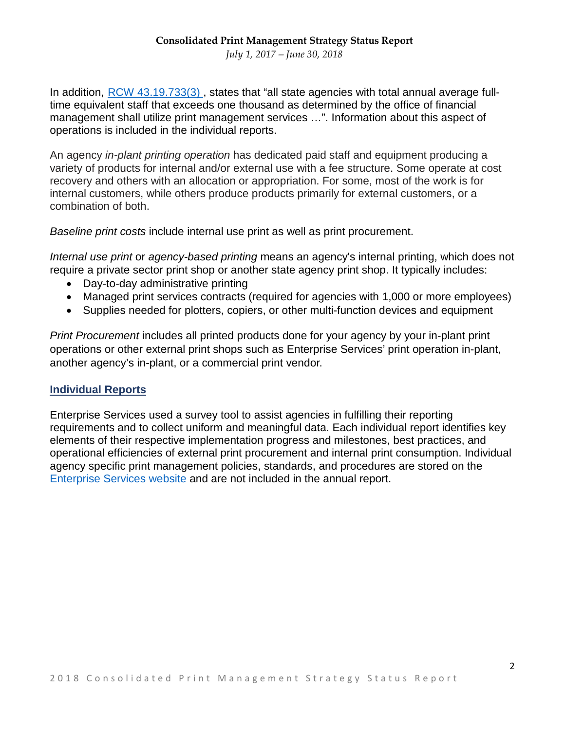In addition, [RCW 43.19.733(3)](), states that “all state agencies with total annual average full-time equivalent staff that exceeds one thousand as determined by the office of financial management shall utilize print management services …”. Information about this aspect of operations is included in the individual reports.

An agency *in-plant printing operation* has dedicated paid staff and equipment producing a variety of products for internal and/or external use with a fee structure. Some operate at cost recovery and others with an allocation or appropriation. For some, most of the work is for internal customers, while others produce products primarily for external customers, or a combination of both.

*Baseline print costs* include internal use print as well as print procurement.

*Internal use print* or *agency-based printing* means an agency's internal printing, which does not require a private sector print shop or another state agency print shop. It typically includes:

- Day-to-day administrative printing
- Managed print services contracts (required for agencies with 1,000 or more employees)
- Supplies needed for plotters, copiers, or other multi-function devices and equipment

*Print Procurement* includes all printed products done for your agency by your in-plant print operations or other external print shops such as Enterprise Services’ print operation in-plant, another agency’s in-plant, or a commercial print vendor.

## Individual Reports

Enterprise Services used a survey tool to assist agencies in fulfilling their reporting requirements and to collect uniform and meaningful data. Each individual report identifies key elements of their respective implementation progress and milestones, best practices, and operational efficiencies of external print procurement and internal print consumption. Individual agency specific print management policies, standards, and procedures are stored on the [Enterprise Services website]() and are not included in the annual report.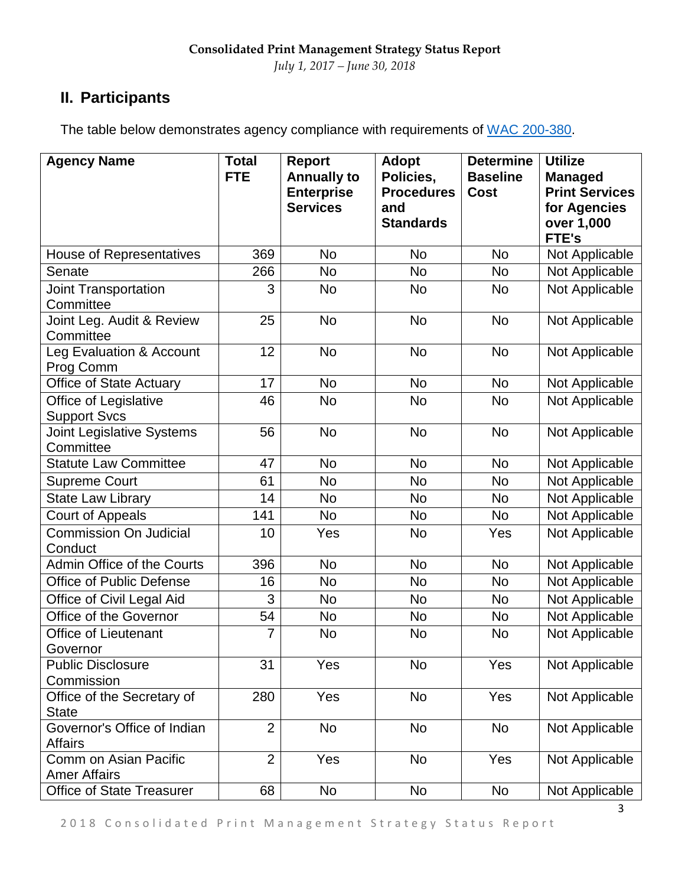## II. Participants

The table below demonstrates agency compliance with requirements of [WAC 200-380](WAC 200-380).

| Agency Name | Total FTE | Report Annually to Enterprise Services | Adopt Policies, Procedures and Standards | Determine Baseline Cost | Utilize Managed Print Services for Agencies over 1,000 FTE's |
|---|---|---|---|---|---|
| House of Representatives | 369 | No | No | No | Not Applicable |
| Senate | 266 | No | No | No | Not Applicable |
| Joint Transportation Committee | 3 | No | No | No | Not Applicable |
| Joint Leg. Audit & Review Committee | 25 | No | No | No | Not Applicable |
| Leg Evaluation & Account Prog Comm | 12 | No | No | No | Not Applicable |
| Office of State Actuary | 17 | No | No | No | Not Applicable |
| Office of Legislative Support Svcs | 46 | No | No | No | Not Applicable |
| Joint Legislative Systems Committee | 56 | No | No | No | Not Applicable |
| Statute Law Committee | 47 | No | No | No | Not Applicable |
| Supreme Court | 61 | No | No | No | Not Applicable |
| State Law Library | 14 | No | No | No | Not Applicable |
| Court of Appeals | 141 | No | No | No | Not Applicable |
| Commission On Judicial Conduct | 10 | Yes | No | Yes | Not Applicable |
| Admin Office of the Courts | 396 | No | No | No | Not Applicable |
| Office of Public Defense | 16 | No | No | No | Not Applicable |
| Office of Civil Legal Aid | 3 | No | No | No | Not Applicable |
| Office of the Governor | 54 | No | No | No | Not Applicable |
| Office of Lieutenant Governor | 7 | No | No | No | Not Applicable |
| Public Disclosure Commission | 31 | Yes | No | Yes | Not Applicable |
| Office of the Secretary of State | 280 | Yes | No | Yes | Not Applicable |
| Governor's Office of Indian Affairs | 2 | No | No | No | Not Applicable |
| Comm on Asian Pacific Amer Affairs | 2 | Yes | No | Yes | Not Applicable |
| Office of State Treasurer | 68 | No | No | No | Not Applicable |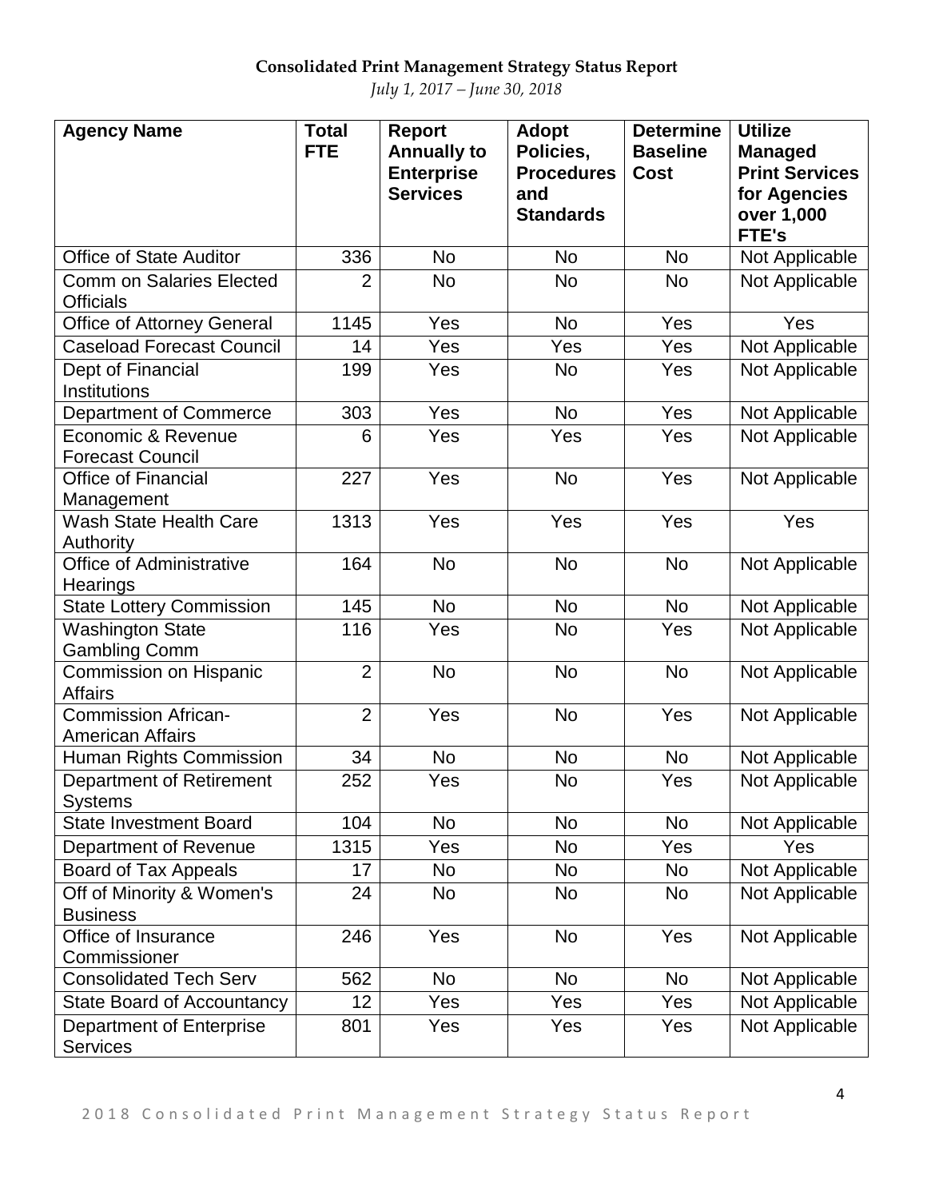**Consolidated Print Management Strategy Status Report**

*July 1, 2017 – June 30, 2018*

| Agency Name | Total FTE | Report Annually to Enterprise Services | Adopt Policies, Procedures and Standards | Determine Baseline Cost | Utilize Managed Print Services for Agencies over 1,000 FTE's |
|---|---|---|---|---|---|
| Office of State Auditor | 336 | No | No | No | Not Applicable |
| Comm on Salaries Elected Officials | 2 | No | No | No | Not Applicable |
| Office of Attorney General | 1145 | Yes | No | Yes | Yes |
| Caseload Forecast Council | 14 | Yes | Yes | Yes | Not Applicable |
| Dept of Financial Institutions | 199 | Yes | No | Yes | Not Applicable |
| Department of Commerce | 303 | Yes | No | Yes | Not Applicable |
| Economic & Revenue Forecast Council | 6 | Yes | Yes | Yes | Not Applicable |
| Office of Financial Management | 227 | Yes | No | Yes | Not Applicable |
| Wash State Health Care Authority | 1313 | Yes | Yes | Yes | Yes |
| Office of Administrative Hearings | 164 | No | No | No | Not Applicable |
| State Lottery Commission | 145 | No | No | No | Not Applicable |
| Washington State Gambling Comm | 116 | Yes | No | Yes | Not Applicable |
| Commission on Hispanic Affairs | 2 | No | No | No | Not Applicable |
| Commission African-American Affairs | 2 | Yes | No | Yes | Not Applicable |
| Human Rights Commission | 34 | No | No | No | Not Applicable |
| Department of Retirement Systems | 252 | Yes | No | Yes | Not Applicable |
| State Investment Board | 104 | No | No | No | Not Applicable |
| Department of Revenue | 1315 | Yes | No | Yes | Yes |
| Board of Tax Appeals | 17 | No | No | No | Not Applicable |
| Off of Minority & Women's Business | 24 | No | No | No | Not Applicable |
| Office of Insurance Commissioner | 246 | Yes | No | Yes | Not Applicable |
| Consolidated Tech Serv | 562 | No | No | No | Not Applicable |
| State Board of Accountancy | 12 | Yes | Yes | Yes | Not Applicable |
| Department of Enterprise Services | 801 | Yes | Yes | Yes | Not Applicable |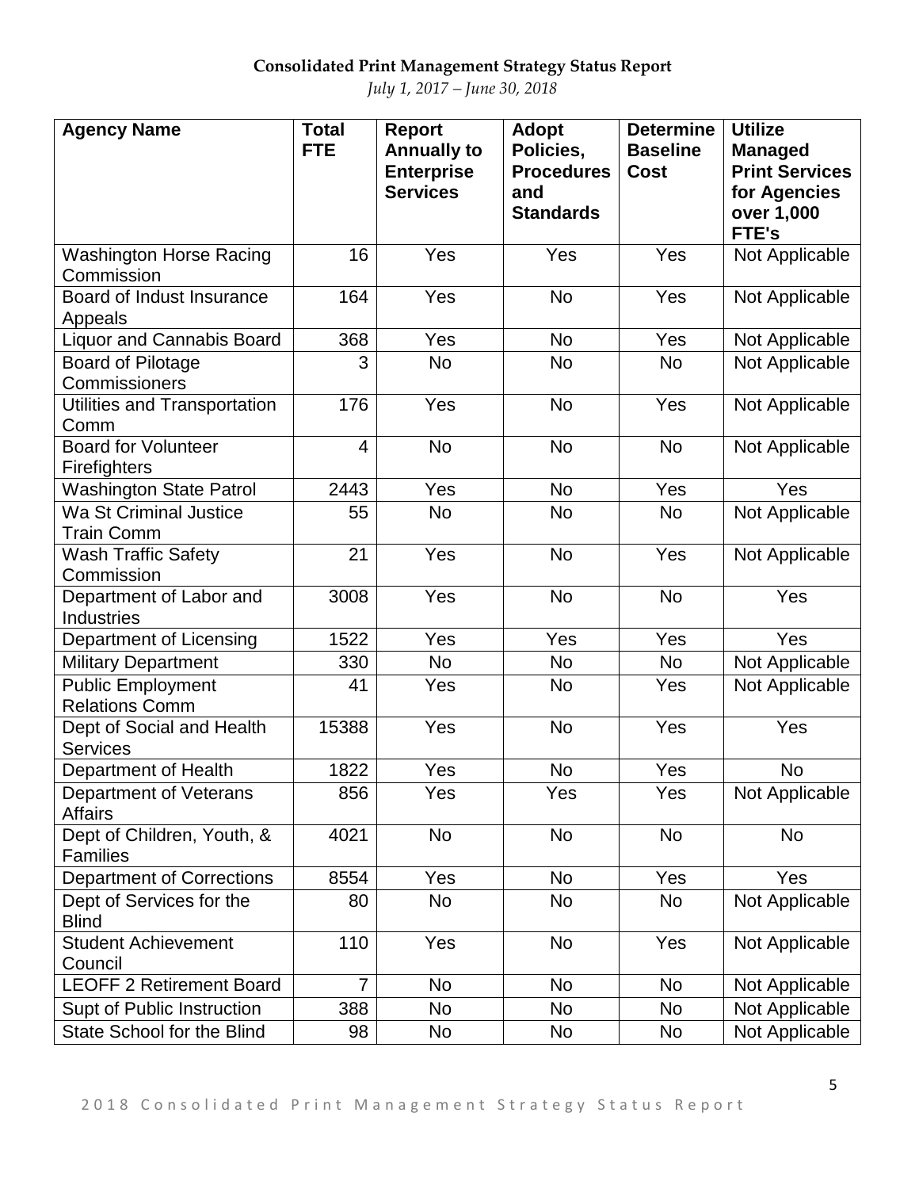**Consolidated Print Management Strategy Status Report**

*July 1, 2017 – June 30, 2018*

| Agency Name | Total FTE | Report Annually to Enterprise Services | Adopt Policies, Procedures and Standards | Determine Baseline Cost | Utilize Managed Print Services for Agencies over 1,000 FTE's |
|---|---|---|---|---|---|
| Washington Horse Racing Commission | 16 | Yes | Yes | Yes | Not Applicable |
| Board of Indust Insurance Appeals | 164 | Yes | No | Yes | Not Applicable |
| Liquor and Cannabis Board | 368 | Yes | No | Yes | Not Applicable |
| Board of Pilotage Commissioners | 3 | No | No | No | Not Applicable |
| Utilities and Transportation Comm | 176 | Yes | No | Yes | Not Applicable |
| Board for Volunteer Firefighters | 4 | No | No | No | Not Applicable |
| Washington State Patrol | 2443 | Yes | No | Yes | Yes |
| Wa St Criminal Justice Train Comm | 55 | No | No | No | Not Applicable |
| Wash Traffic Safety Commission | 21 | Yes | No | Yes | Not Applicable |
| Department of Labor and Industries | 3008 | Yes | No | No | Yes |
| Department of Licensing | 1522 | Yes | Yes | Yes | Yes |
| Military Department | 330 | No | No | No | Not Applicable |
| Public Employment Relations Comm | 41 | Yes | No | Yes | Not Applicable |
| Dept of Social and Health Services | 15388 | Yes | No | Yes | Yes |
| Department of Health | 1822 | Yes | No | Yes | No |
| Department of Veterans Affairs | 856 | Yes | Yes | Yes | Not Applicable |
| Dept of Children, Youth, & Families | 4021 | No | No | No | No |
| Department of Corrections | 8554 | Yes | No | Yes | Yes |
| Dept of Services for the Blind | 80 | No | No | No | Not Applicable |
| Student Achievement Council | 110 | Yes | No | Yes | Not Applicable |
| LEOFF 2 Retirement Board | 7 | No | No | No | Not Applicable |
| Supt of Public Instruction | 388 | No | No | No | Not Applicable |
| State School for the Blind | 98 | No | No | No | Not Applicable |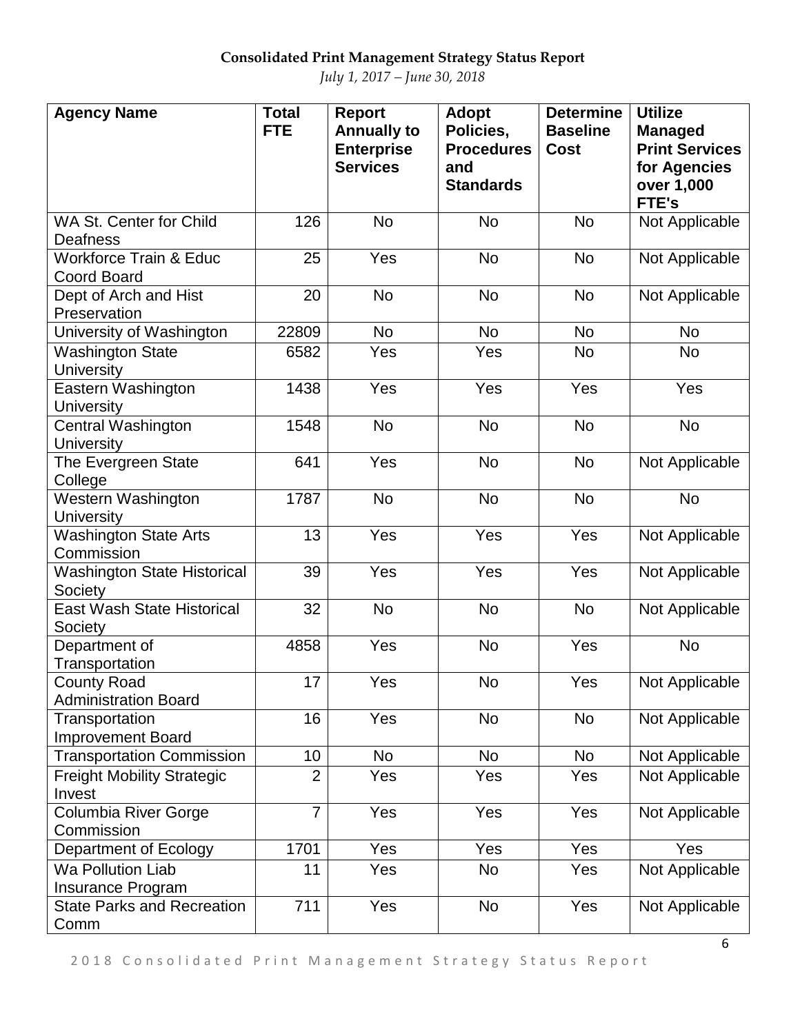**Consolidated Print Management Strategy Status Report**

*July 1, 2017 – June 30, 2018*

| Agency Name | Total FTE | Report Annually to Enterprise Services | Adopt Policies, Procedures and Standards | Determine Baseline Cost | Utilize Managed Print Services for Agencies over 1,000 FTE's |
|---|---|---|---|---|---|
| WA St. Center for Child Deafness | 126 | No | No | No | Not Applicable |
| Workforce Train & Educ Coord Board | 25 | Yes | No | No | Not Applicable |
| Dept of Arch and Hist Preservation | 20 | No | No | No | Not Applicable |
| University of Washington | 22809 | No | No | No | No |
| Washington State University | 6582 | Yes | Yes | No | No |
| Eastern Washington University | 1438 | Yes | Yes | Yes | Yes |
| Central Washington University | 1548 | No | No | No | No |
| The Evergreen State College | 641 | Yes | No | No | Not Applicable |
| Western Washington University | 1787 | No | No | No | No |
| Washington State Arts Commission | 13 | Yes | Yes | Yes | Not Applicable |
| Washington State Historical Society | 39 | Yes | Yes | Yes | Not Applicable |
| East Wash State Historical Society | 32 | No | No | No | Not Applicable |
| Department of Transportation | 4858 | Yes | No | Yes | No |
| County Road Administration Board | 17 | Yes | No | Yes | Not Applicable |
| Transportation Improvement Board | 16 | Yes | No | No | Not Applicable |
| Transportation Commission | 10 | No | No | No | Not Applicable |
| Freight Mobility Strategic Invest | 2 | Yes | Yes | Yes | Not Applicable |
| Columbia River Gorge Commission | 7 | Yes | Yes | Yes | Not Applicable |
| Department of Ecology | 1701 | Yes | Yes | Yes | Yes |
| Wa Pollution Liab Insurance Program | 11 | Yes | No | Yes | Not Applicable |
| State Parks and Recreation Comm | 711 | Yes | No | Yes | Not Applicable |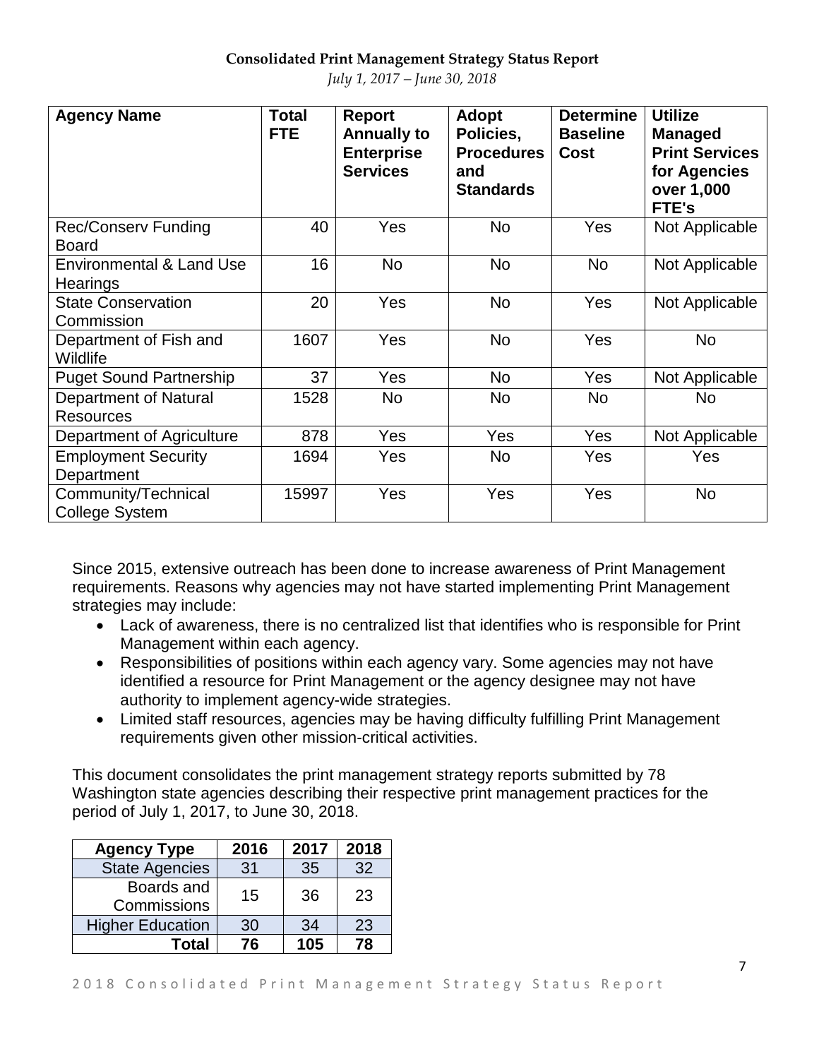**Consolidated Print Management Strategy Status Report**

*July 1, 2017 – June 30, 2018*

| Agency Name | Total FTE | Report Annually to Enterprise Services | Adopt Policies, Procedures and Standards | Determine Baseline Cost | Utilize Managed Print Services for Agencies over 1,000 FTE's |
|---|---|---|---|---|---|
| Rec/Conserv Funding Board | 40 | Yes | No | Yes | Not Applicable |
| Environmental & Land Use Hearings | 16 | No | No | No | Not Applicable |
| State Conservation Commission | 20 | Yes | No | Yes | Not Applicable |
| Department of Fish and Wildlife | 1607 | Yes | No | Yes | No |
| Puget Sound Partnership | 37 | Yes | No | Yes | Not Applicable |
| Department of Natural Resources | 1528 | No | No | No | No |
| Department of Agriculture | 878 | Yes | Yes | Yes | Not Applicable |
| Employment Security Department | 1694 | Yes | No | Yes | Yes |
| Community/Technical College System | 15997 | Yes | Yes | Yes | No |

Since 2015, extensive outreach has been done to increase awareness of Print Management requirements. Reasons why agencies may not have started implementing Print Management strategies may include:

- Lack of awareness, there is no centralized list that identifies who is responsible for Print Management within each agency.
- Responsibilities of positions within each agency vary. Some agencies may not have identified a resource for Print Management or the agency designee may not have authority to implement agency-wide strategies.
- Limited staff resources, agencies may be having difficulty fulfilling Print Management requirements given other mission-critical activities.

This document consolidates the print management strategy reports submitted by 78 Washington state agencies describing their respective print management practices for the period of July 1, 2017, to June 30, 2018.

| Agency Type | 2016 | 2017 | 2018 |
|---|---|---|---|
| State Agencies | 31 | 35 | 32 |
| Boards and Commissions | 15 | 36 | 23 |
| Higher Education | 30 | 34 | 23 |
| **Total** | **76** | **105** | **78** |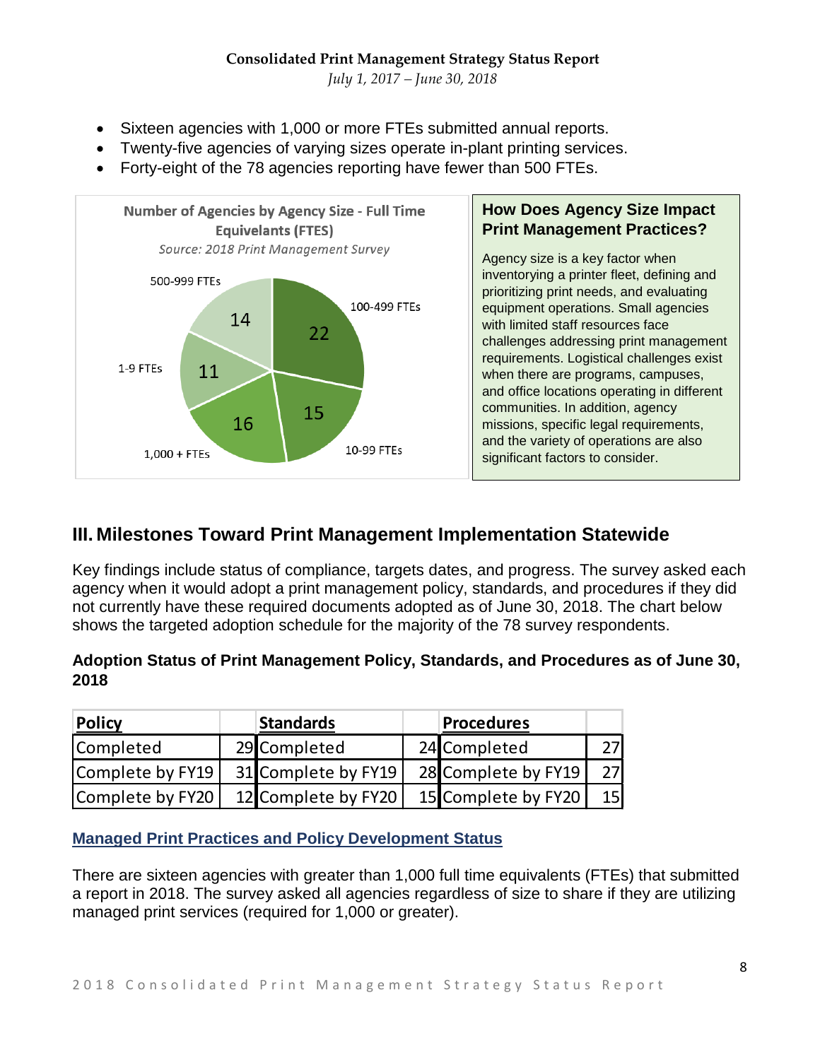- Sixteen agencies with 1,000 or more FTEs submitted annual reports.
- Twenty-five agencies of varying sizes operate in-plant printing services.
- Forty-eight of the 78 agencies reporting have fewer than 500 FTEs.

**Number of Agencies by Agency Size - Full Time Equivelants (FTES)**

*Source: 2018 Print Management Survey*

| Agency Size | Number of Agencies |
|---|---|
| 100-499 FTEs | 22 |
| 10-99 FTEs | 15 |
| 1,000 + FTEs | 16 |
| 1-9 FTEs | 11 |
| 500-999 FTEs | 14 |

**How Does Agency Size Impact Print Management Practices?**

Agency size is a key factor when inventorying a printer fleet, defining and prioritizing print needs, and evaluating equipment operations. Small agencies with limited staff resources face challenges addressing print management requirements. Logistical challenges exist when there are programs, campuses, and office locations operating in different communities. In addition, agency missions, specific legal requirements, and the variety of operations are also significant factors to consider.

## III. Milestones Toward Print Management Implementation Statewide

Key findings include status of compliance, targets dates, and progress. The survey asked each agency when it would adopt a print management policy, standards, and procedures if they did not currently have these required documents adopted as of June 30, 2018. The chart below shows the targeted adoption schedule for the majority of the 78 survey respondents.

### Adoption Status of Print Management Policy, Standards, and Procedures as of June 30, 2018

| Policy | | Standards | | Procedures | |
|---|---|---|---|---|---|
| Completed | 29 | Completed | 24 | Completed | 27 |
| Complete by FY19 | 31 | Complete by FY19 | 28 | Complete by FY19 | 27 |
| Complete by FY20 | 12 | Complete by FY20 | 15 | Complete by FY20 | 15 |

### Managed Print Practices and Policy Development Status

There are sixteen agencies with greater than 1,000 full time equivalents (FTEs) that submitted a report in 2018. The survey asked all agencies regardless of size to share if they are utilizing managed print services (required for 1,000 or greater).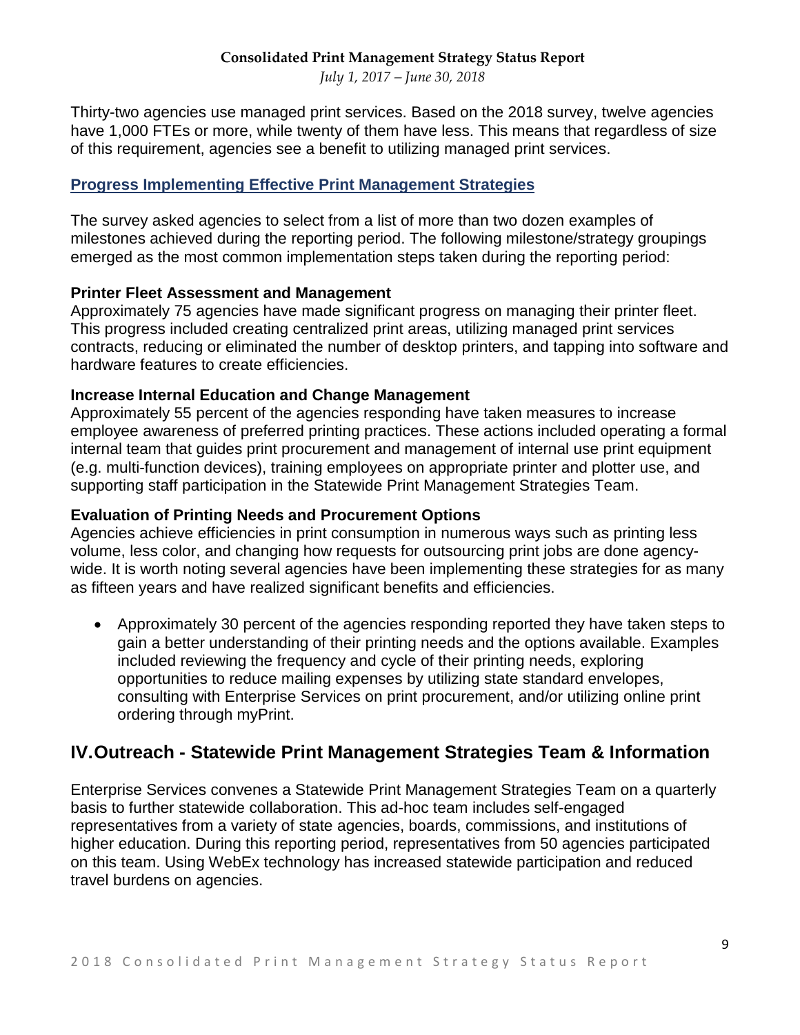Thirty-two agencies use managed print services. Based on the 2018 survey, twelve agencies have 1,000 FTEs or more, while twenty of them have less. This means that regardless of size of this requirement, agencies see a benefit to utilizing managed print services.

### Progress Implementing Effective Print Management Strategies

The survey asked agencies to select from a list of more than two dozen examples of milestones achieved during the reporting period. The following milestone/strategy groupings emerged as the most common implementation steps taken during the reporting period:

**Printer Fleet Assessment and Management**
Approximately 75 agencies have made significant progress on managing their printer fleet. This progress included creating centralized print areas, utilizing managed print services contracts, reducing or eliminated the number of desktop printers, and tapping into software and hardware features to create efficiencies.

**Increase Internal Education and Change Management**
Approximately 55 percent of the agencies responding have taken measures to increase employee awareness of preferred printing practices. These actions included operating a formal internal team that guides print procurement and management of internal use print equipment (e.g. multi-function devices), training employees on appropriate printer and plotter use, and supporting staff participation in the Statewide Print Management Strategies Team.

**Evaluation of Printing Needs and Procurement Options**
Agencies achieve efficiencies in print consumption in numerous ways such as printing less volume, less color, and changing how requests for outsourcing print jobs are done agency-wide. It is worth noting several agencies have been implementing these strategies for as many as fifteen years and have realized significant benefits and efficiencies.

- Approximately 30 percent of the agencies responding reported they have taken steps to gain a better understanding of their printing needs and the options available. Examples included reviewing the frequency and cycle of their printing needs, exploring opportunities to reduce mailing expenses by utilizing state standard envelopes, consulting with Enterprise Services on print procurement, and/or utilizing online print ordering through myPrint.

## IV. Outreach - Statewide Print Management Strategies Team & Information

Enterprise Services convenes a Statewide Print Management Strategies Team on a quarterly basis to further statewide collaboration. This ad-hoc team includes self-engaged representatives from a variety of state agencies, boards, commissions, and institutions of higher education. During this reporting period, representatives from 50 agencies participated on this team. Using WebEx technology has increased statewide participation and reduced travel burdens on agencies.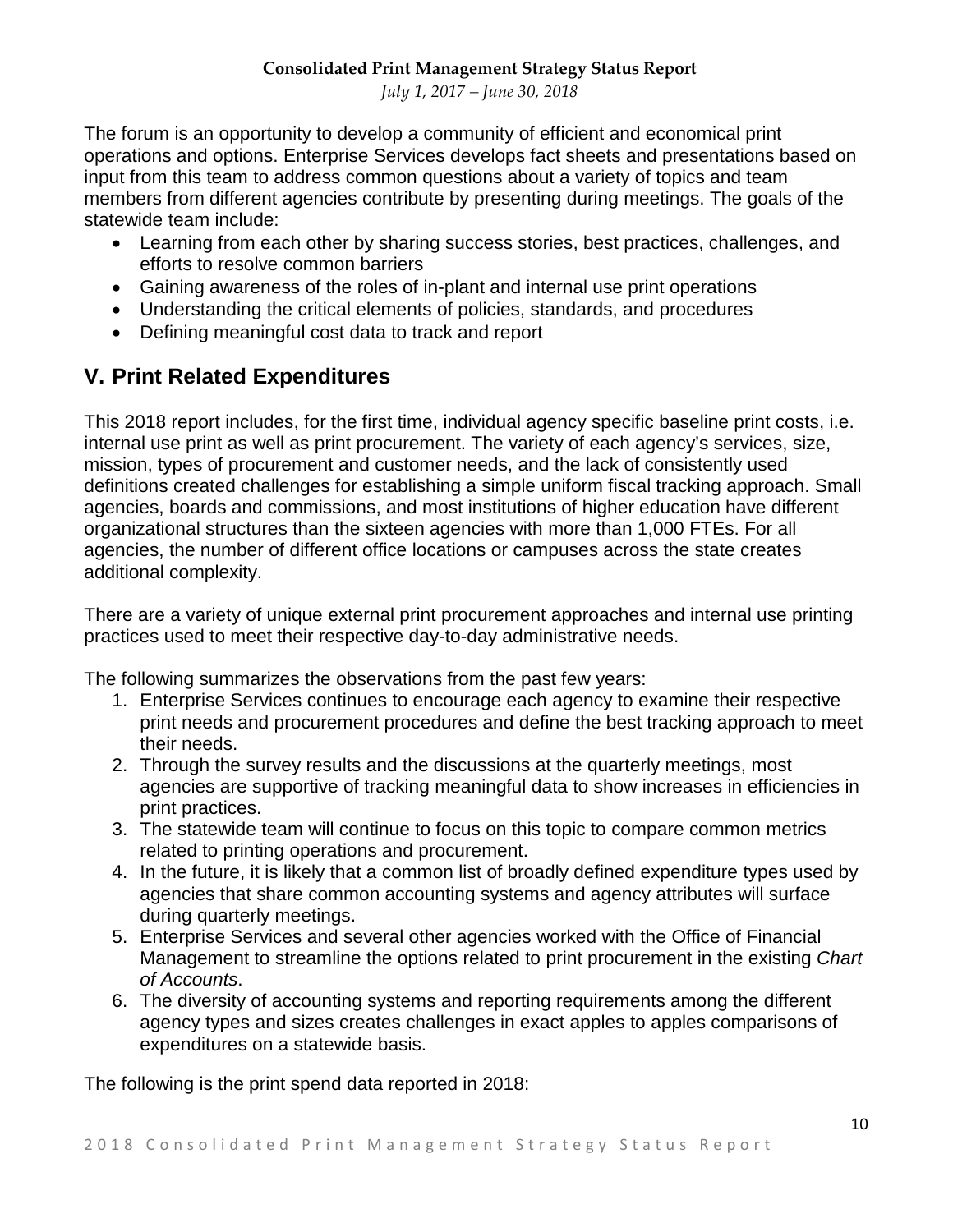The forum is an opportunity to develop a community of efficient and economical print operations and options. Enterprise Services develops fact sheets and presentations based on input from this team to address common questions about a variety of topics and team members from different agencies contribute by presenting during meetings. The goals of the statewide team include:

- Learning from each other by sharing success stories, best practices, challenges, and efforts to resolve common barriers
- Gaining awareness of the roles of in-plant and internal use print operations
- Understanding the critical elements of policies, standards, and procedures
- Defining meaningful cost data to track and report

## V. Print Related Expenditures

This 2018 report includes, for the first time, individual agency specific baseline print costs, i.e. internal use print as well as print procurement. The variety of each agency's services, size, mission, types of procurement and customer needs, and the lack of consistently used definitions created challenges for establishing a simple uniform fiscal tracking approach. Small agencies, boards and commissions, and most institutions of higher education have different organizational structures than the sixteen agencies with more than 1,000 FTEs. For all agencies, the number of different office locations or campuses across the state creates additional complexity.

There are a variety of unique external print procurement approaches and internal use printing practices used to meet their respective day-to-day administrative needs.

The following summarizes the observations from the past few years:

1. Enterprise Services continues to encourage each agency to examine their respective print needs and procurement procedures and define the best tracking approach to meet their needs.
2. Through the survey results and the discussions at the quarterly meetings, most agencies are supportive of tracking meaningful data to show increases in efficiencies in print practices.
3. The statewide team will continue to focus on this topic to compare common metrics related to printing operations and procurement.
4. In the future, it is likely that a common list of broadly defined expenditure types used by agencies that share common accounting systems and agency attributes will surface during quarterly meetings.
5. Enterprise Services and several other agencies worked with the Office of Financial Management to streamline the options related to print procurement in the existing *Chart of Accounts*.
6. The diversity of accounting systems and reporting requirements among the different agency types and sizes creates challenges in exact apples to apples comparisons of expenditures on a statewide basis.

The following is the print spend data reported in 2018: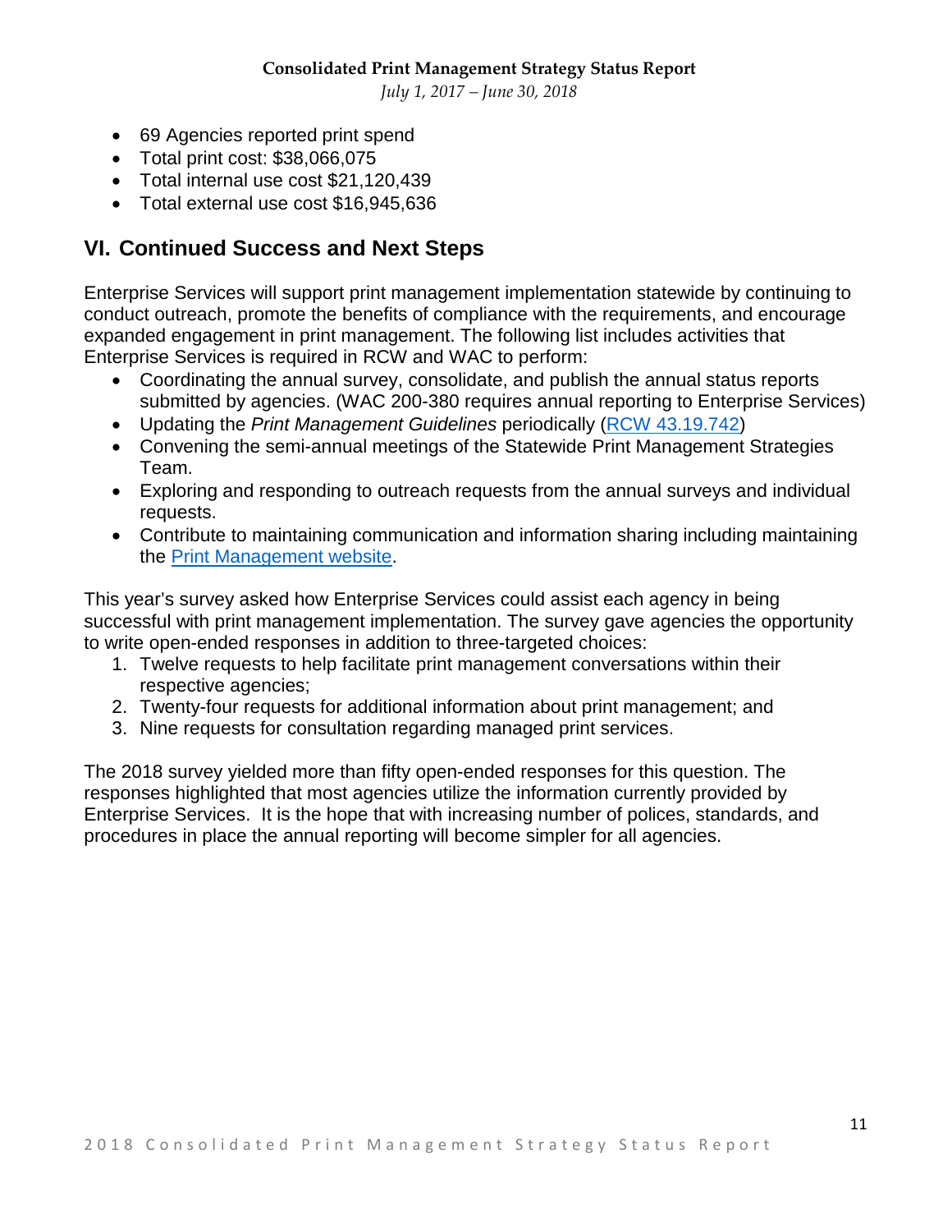- 69 Agencies reported print spend
- Total print cost: $38,066,075
- Total internal use cost $21,120,439
- Total external use cost $16,945,636

## VI. Continued Success and Next Steps

Enterprise Services will support print management implementation statewide by continuing to conduct outreach, promote the benefits of compliance with the requirements, and encourage expanded engagement in print management. The following list includes activities that Enterprise Services is required in RCW and WAC to perform:

- Coordinating the annual survey, consolidate, and publish the annual status reports submitted by agencies. (WAC 200-380 requires annual reporting to Enterprise Services)
- Updating the *Print Management Guidelines* periodically (RCW 43.19.742)
- Convening the semi-annual meetings of the Statewide Print Management Strategies Team.
- Exploring and responding to outreach requests from the annual surveys and individual requests.
- Contribute to maintaining communication and information sharing including maintaining the Print Management website.

This year's survey asked how Enterprise Services could assist each agency in being successful with print management implementation. The survey gave agencies the opportunity to write open-ended responses in addition to three-targeted choices:

1. Twelve requests to help facilitate print management conversations within their respective agencies;
2. Twenty-four requests for additional information about print management; and
3. Nine requests for consultation regarding managed print services.

The 2018 survey yielded more than fifty open-ended responses for this question. The responses highlighted that most agencies utilize the information currently provided by Enterprise Services. It is the hope that with increasing number of polices, standards, and procedures in place the annual reporting will become simpler for all agencies.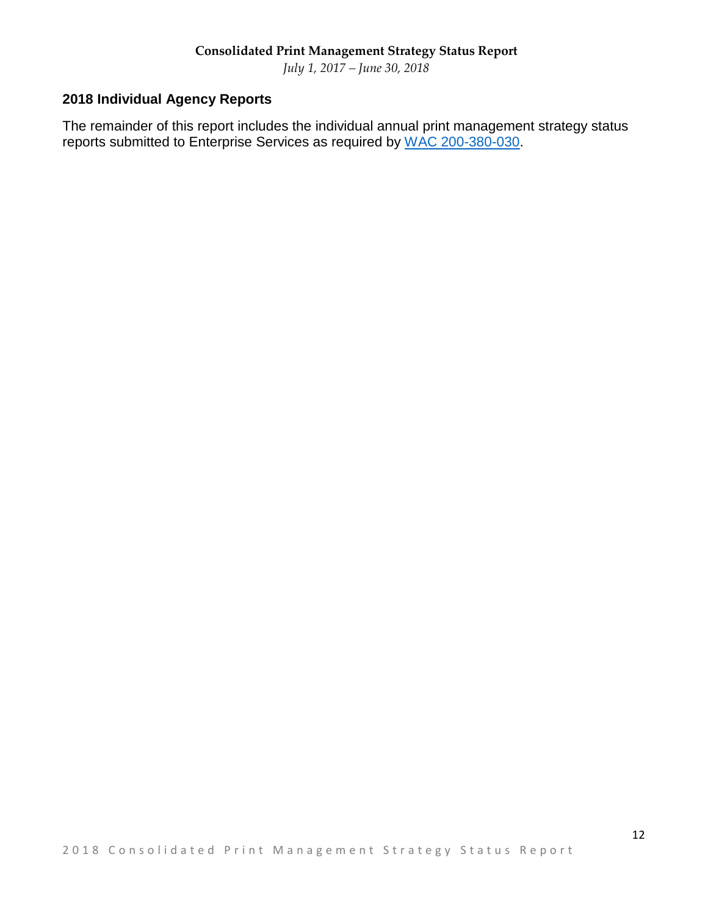## 2018 Individual Agency Reports

The remainder of this report includes the individual annual print management strategy status reports submitted to Enterprise Services as required by WAC 200-380-030.